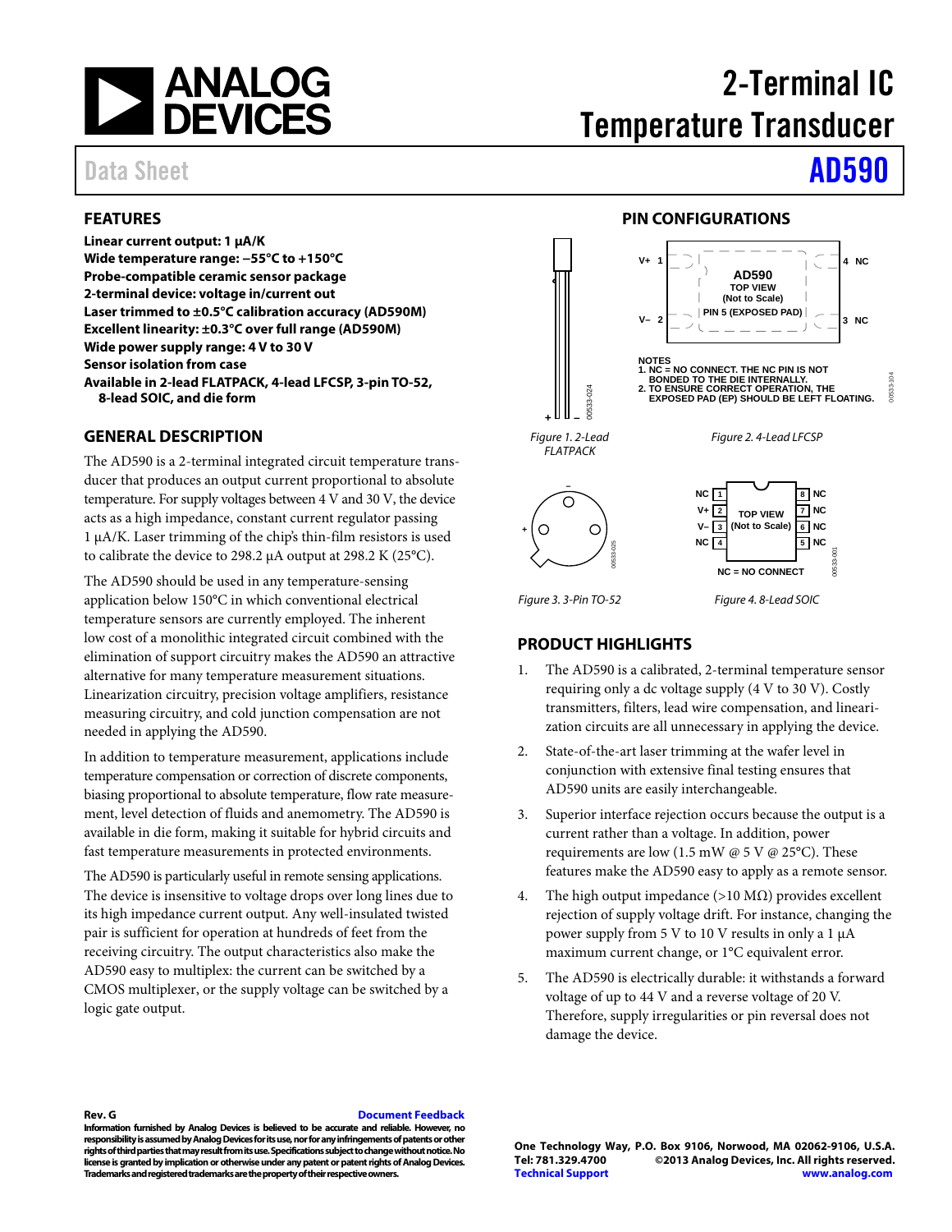# 2-Terminal IC Temperature Transducer

Data Sheet **AD590**

## FEATURES

**Linear current output: 1 μA/K**
**Wide temperature range: −55°C to +150°C**
**Probe-compatible ceramic sensor package**
**2-terminal device: voltage in/current out**
**Laser trimmed to ±0.5°C calibration accuracy (AD590M)**
**Excellent linearity: ±0.3°C over full range (AD590M)**
**Wide power supply range: 4 V to 30 V**
**Sensor isolation from case**
**Available in 2-lead FLATPACK, 4-lead LFCSP, 3-pin TO-52, 8-lead SOIC, and die form**

## GENERAL DESCRIPTION

The AD590 is a 2-terminal integrated circuit temperature transducer that produces an output current proportional to absolute temperature. For supply voltages between 4 V and 30 V, the device acts as a high impedance, constant current regulator passing 1 μA/K. Laser trimming of the chip's thin-film resistors is used to calibrate the device to 298.2 μA output at 298.2 K (25°C).

The AD590 should be used in any temperature-sensing application below 150°C in which conventional electrical temperature sensors are currently employed. The inherent low cost of a monolithic integrated circuit combined with the elimination of support circuitry makes the AD590 an attractive alternative for many temperature measurement situations. Linearization circuitry, precision voltage amplifiers, resistance measuring circuitry, and cold junction compensation are not needed in applying the AD590.

In addition to temperature measurement, applications include temperature compensation or correction of discrete components, biasing proportional to absolute temperature, flow rate measurement, level detection of fluids and anemometry. The AD590 is available in die form, making it suitable for hybrid circuits and fast temperature measurements in protected environments.

The AD590 is particularly useful in remote sensing applications. The device is insensitive to voltage drops over long lines due to its high impedance current output. Any well-insulated twisted pair is sufficient for operation at hundreds of feet from the receiving circuitry. The output characteristics also make the AD590 easy to multiplex: the current can be switched by a CMOS multiplexer, or the supply voltage can be switched by a logic gate output.

## PIN CONFIGURATIONS

Figure 1. 2-Lead FLATPACK

AD590 TOP VIEW (Not to Scale) PIN 5 (EXPOSED PAD)
V+ 1, V− 2, 3 NC, 4 NC

NOTES
1. NC = NO CONNECT. THE NC PIN IS NOT BONDED TO THE DIE INTERNALLY.
2. TO ENSURE CORRECT OPERATION, THE EXPOSED PAD (EP) SHOULD BE LEFT FLOATING.

Figure 2. 4-Lead LFCSP

Figure 3. 3-Pin TO-52

TOP VIEW (Not to Scale)
NC 1, V+ 2, V− 3, NC 4, NC 5, NC 6, NC 7, NC 8
NC = NO CONNECT

Figure 4. 8-Lead SOIC

## PRODUCT HIGHLIGHTS

1. The AD590 is a calibrated, 2-terminal temperature sensor requiring only a dc voltage supply (4 V to 30 V). Costly transmitters, filters, lead wire compensation, and linearization circuits are all unnecessary in applying the device.
2. State-of-the-art laser trimming at the wafer level in conjunction with extensive final testing ensures that AD590 units are easily interchangeable.
3. Superior interface rejection occurs because the output is a current rather than a voltage. In addition, power requirements are low (1.5 mW @ 5 V @ 25°C). These features make the AD590 easy to apply as a remote sensor.
4. The high output impedance (>10 MΩ) provides excellent rejection of supply voltage drift. For instance, changing the power supply from 5 V to 10 V results in only a 1 μA maximum current change, or 1°C equivalent error.
5. The AD590 is electrically durable: it withstands a forward voltage of up to 44 V and a reverse voltage of 20 V. Therefore, supply irregularities or pin reversal does not damage the device.

Rev. G

Information furnished by Analog Devices is believed to be accurate and reliable. However, no responsibility is assumed by Analog Devices for its use, nor for any infringements of patents or other rights of third parties that may result from its use. Specifications subject to change without notice. No license is granted by implication or otherwise under any patent or patent rights of Analog Devices. Trademarks and registered trademarks are the property of their respective owners.

One Technology Way, P.O. Box 9106, Norwood, MA 02062-9106, U.S.A.
Tel: 781.329.4700 ©2013 Analog Devices, Inc. All rights reserved.
Technical Support www.analog.com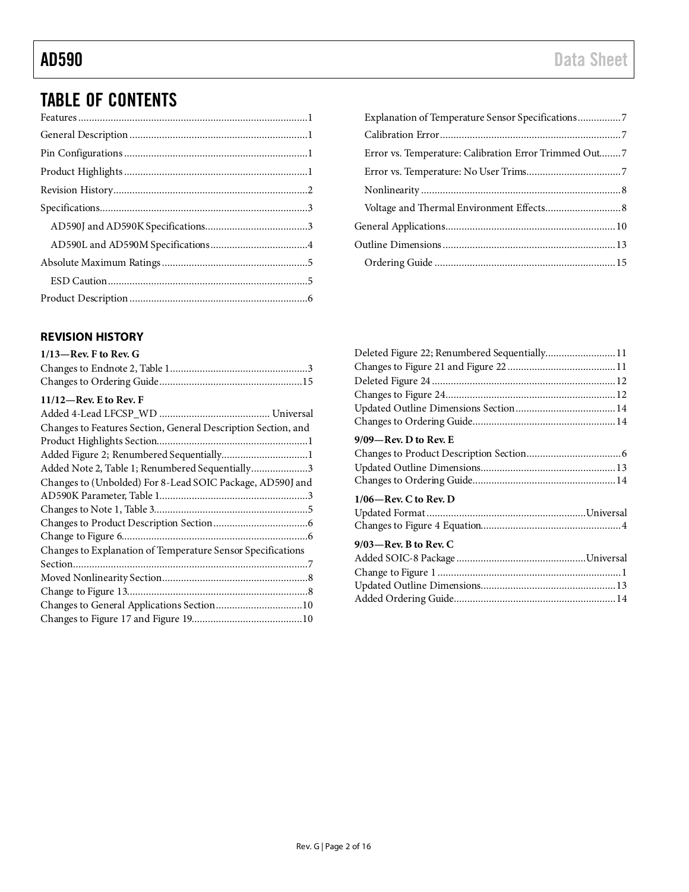# TABLE OF CONTENTS

Features ........................................................................................1
General Description ......................................................................1
Pin Configurations ........................................................................1
Product Highlights ........................................................................1
Revision History ............................................................................2
Specifications .................................................................................3
  AD590J and AD590K Specifications ......................................3
  AD590L and AD590M Specifications .....................................4
Absolute Maximum Ratings .........................................................5
  ESD Caution ...............................................................................5
Product Description ......................................................................6
  Explanation of Temperature Sensor Specifications ...............7
  Calibration Error .......................................................................7
  Error vs. Temperature: Calibration Error Trimmed Out ........7
  Error vs. Temperature: No User Trims ...................................7
  Nonlinearity ...............................................................................8
  Voltage and Thermal Environment Effects .............................8
General Applications ...................................................................10
Outline Dimensions .....................................................................13
  Ordering Guide ........................................................................15

## REVISION HISTORY

**1/13—Rev. F to Rev. G**

Changes to Endnote 2, Table 1 ....................................................3
Changes to Ordering Guide .......................................................15

**11/12—Rev. E to Rev. F**

Added 4-Lead LFCSP_WD ..................................... Universal
Changes to Features Section, General Description Section, and Product Highlights Section ..........................................................1
Added Figure 2; Renumbered Sequentially ................................1
Added Note 2, Table 1; Renumbered Sequentially .....................3
Changes to (Unbolded) For 8-Lead SOIC Package, AD590J and AD590K Parameter, Table 1 .......................................................3
Changes to Note 1, Table 3 ..........................................................5
Changes to Product Description Section ....................................6
Change to Figure 6 .......................................................................6
Changes to Explanation of Temperature Sensor Specifications Section .........................................................................................7
Moved Nonlinearity Section ........................................................8
Change to Figure 13 .....................................................................8
Changes to General Applications Section .................................10
Changes to Figure 17 and Figure 19 ..........................................10
Deleted Figure 22; Renumbered Sequentially ...........................11
Changes to Figure 21 and Figure 22 ..........................................11
Deleted Figure 24 .......................................................................12
Changes to Figure 24 ..................................................................12
Updated Outline Dimensions Section .......................................14
Changes to Ordering Guide .......................................................14

**9/09—Rev. D to Rev. E**

Changes to Product Description Section ....................................6
Updated Outline Dimensions .....................................................13
Changes to Ordering Guide .......................................................14

**1/06—Rev. C to Rev. D**

Updated Format ......................................................... Universal
Changes to Figure 4 Equation .....................................................4

**9/03—Rev. B to Rev. C**

Added SOIC-8 Package ............................................... Universal
Change to Figure 1 .......................................................................1
Updated Outline Dimensions .....................................................13
Added Ordering Guide ...............................................................14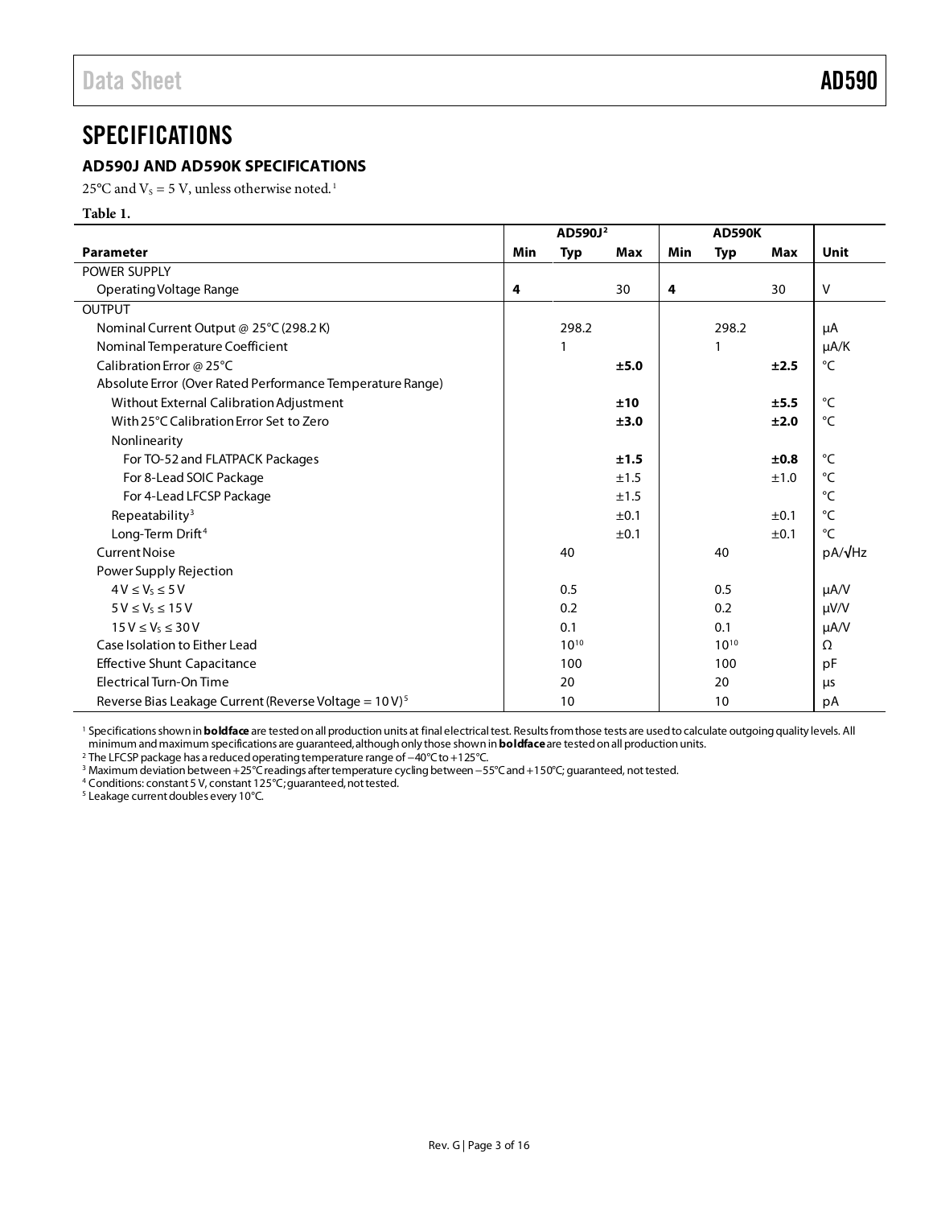# SPECIFICATIONS

## AD590J AND AD590K SPECIFICATIONS

25°C and $V_S$ = 5 V, unless otherwise noted.[1]

**Table 1.**

| Parameter | AD590J[2] Min | Typ | Max | AD590K Min | Typ | Max | Unit |
|---|---|---|---|---|---|---|---|
| POWER SUPPLY | | | | | | | |
| Operating Voltage Range | **4** | | 30 | **4** | | 30 | V |
| OUTPUT | | | | | | | |
| Nominal Current Output @ 25°C (298.2 K) | | 298.2 | | | 298.2 | | µA |
| Nominal Temperature Coefficient | | 1 | | | 1 | | µA/K |
| Calibration Error @ 25°C | | | **±5.0** | | | **±2.5** | °C |
| Absolute Error (Over Rated Performance Temperature Range) | | | | | | | |
| Without External Calibration Adjustment | | | **±10** | | | **±5.5** | °C |
| With 25°C Calibration Error Set to Zero | | | **±3.0** | | | **±2.0** | °C |
| Nonlinearity | | | | | | | |
| For TO-52 and FLATPACK Packages | | | **±1.5** | | | **±0.8** | °C |
| For 8-Lead SOIC Package | | | ±1.5 | | | ±1.0 | °C |
| For 4-Lead LFCSP Package | | | ±1.5 | | | | °C |
| Repeatability[3] | | | ±0.1 | | | ±0.1 | °C |
| Long-Term Drift[4] | | | ±0.1 | | | ±0.1 | °C |
| Current Noise | | 40 | | | 40 | | pA/√Hz |
| Power Supply Rejection | | | | | | | |
| 4 V ≤ $V_S$ ≤ 5 V | | 0.5 | | | 0.5 | | µA/V |
| 5 V ≤ $V_S$ ≤ 15 V | | 0.2 | | | 0.2 | | µV/V |
| 15 V ≤ $V_S$ ≤ 30 V | | 0.1 | | | 0.1 | | µA/V |
| Case Isolation to Either Lead | | $10^{10}$ | | | $10^{10}$ | | Ω |
| Effective Shunt Capacitance | | 100 | | | 100 | | pF |
| Electrical Turn-On Time | | 20 | | | 20 | | µs |
| Reverse Bias Leakage Current (Reverse Voltage = 10 V)[5] | | 10 | | | 10 | | pA |

[1] Specifications shown in **boldface** are tested on all production units at final electrical test. Results from those tests are used to calculate outgoing quality levels. All minimum and maximum specifications are guaranteed, although only those shown in **boldface** are tested on all production units.
[2] The LFCSP package has a reduced operating temperature range of −40°C to +125°C.
[3] Maximum deviation between +25°C readings after temperature cycling between −55°C and +150°C; guaranteed, not tested.
[4] Conditions: constant 5 V, constant 125°C; guaranteed, not tested.
[5] Leakage current doubles every 10°C.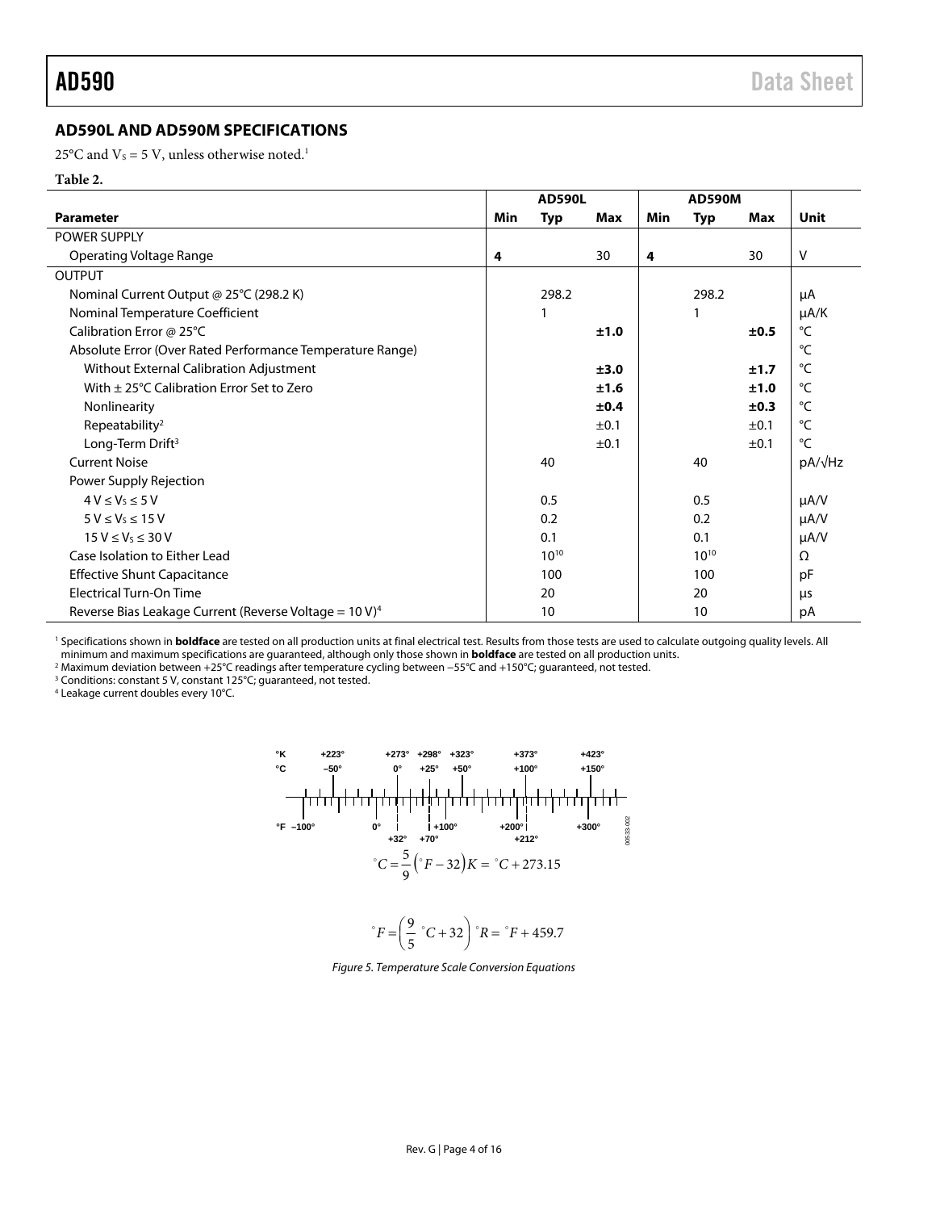## AD590L AND AD590M SPECIFICATIONS

25°C and $V_S$ = 5 V, unless otherwise noted.[1]

**Table 2.**

| | AD590L | | | AD590M | | | |
|---|---|---|---|---|---|---|---|
| **Parameter** | **Min** | **Typ** | **Max** | **Min** | **Typ** | **Max** | **Unit** |
| POWER SUPPLY | | | | | | | |
| Operating Voltage Range | **4** | | 30 | **4** | | 30 | V |
| OUTPUT | | | | | | | |
| Nominal Current Output @ 25°C (298.2 K) | | 298.2 | | | 298.2 | | μA |
| Nominal Temperature Coefficient | | 1 | | | 1 | | μA/K |
| Calibration Error @ 25°C | | | **±1.0** | | | **±0.5** | °C |
| Absolute Error (Over Rated Performance Temperature Range) | | | | | | | °C |
| Without External Calibration Adjustment | | | **±3.0** | | | **±1.7** | °C |
| With ± 25°C Calibration Error Set to Zero | | | **±1.6** | | | **±1.0** | °C |
| Nonlinearity | | | **±0.4** | | | **±0.3** | °C |
| Repeatability[2] | | | ±0.1 | | | ±0.1 | °C |
| Long-Term Drift[3] | | | ±0.1 | | | ±0.1 | °C |
| Current Noise | | 40 | | | 40 | | pA/√Hz |
| Power Supply Rejection | | | | | | | |
| $4\text{ V} \le V_S \le 5\text{ V}$ | | 0.5 | | | 0.5 | | μA/V |
| $5\text{ V} \le V_S \le 15\text{ V}$ | | 0.2 | | | 0.2 | | μA/V |
| $15\text{ V} \le V_S \le 30\text{ V}$ | | 0.1 | | | 0.1 | | μA/V |
| Case Isolation to Either Lead | | $10^{10}$ | | | $10^{10}$ | | Ω |
| Effective Shunt Capacitance | | 100 | | | 100 | | pF |
| Electrical Turn-On Time | | 20 | | | 20 | | μs |
| Reverse Bias Leakage Current (Reverse Voltage = 10 V)[4] | | 10 | | | 10 | | pA |

[1] Specifications shown in **boldface** are tested on all production units at final electrical test. Results from those tests are used to calculate outgoing quality levels. All minimum and maximum specifications are guaranteed, although only those shown in **boldface** are tested on all production units.
[2] Maximum deviation between +25°C readings after temperature cycling between −55°C and +150°C; guaranteed, not tested.
[3] Conditions: constant 5 V, constant 125°C; guaranteed, not tested.
[4] Leakage current doubles every 10°C.

°K: +223°, +273°, +298°, +323°, +373°, +423°
°C: −50°, 0°, +25°, +50°, +100°, +150°
°F: −100°, 0°, +32°, +70°, +100°, +200°, +212°, +300°

$$^{\circ}C = \frac{5}{9}\left(^{\circ}F - 32\right) K = {^{\circ}C} + 273.15$$

$$^{\circ}F = \left(\frac{9}{5}\ {^{\circ}C} + 32\right) {^{\circ}R} = {^{\circ}F} + 459.7$$

*Figure 5. Temperature Scale Conversion Equations*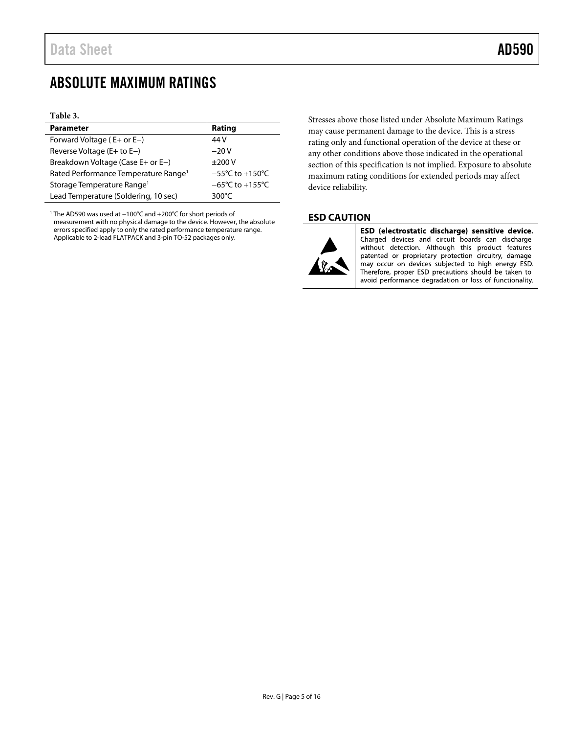# ABSOLUTE MAXIMUM RATINGS

**Table 3.**

| Parameter | Rating |
|---|---|
| Forward Voltage ( E+ or E−) | 44 V |
| Reverse Voltage (E+ to E−) | −20 V |
| Breakdown Voltage (Case E+ or E−) | ±200 V |
| Rated Performance Temperature Range[1] | −55°C to +150°C |
| Storage Temperature Range[1] | −65°C to +155°C |
| Lead Temperature (Soldering, 10 sec) | 300°C |

[1] The AD590 was used at −100°C and +200°C for short periods of measurement with no physical damage to the device. However, the absolute errors specified apply to only the rated performance temperature range. Applicable to 2-lead FLATPACK and 3-pin TO-52 packages only.

Stresses above those listed under Absolute Maximum Ratings may cause permanent damage to the device. This is a stress rating only and functional operation of the device at these or any other conditions above those indicated in the operational section of this specification is not implied. Exposure to absolute maximum rating conditions for extended periods may affect device reliability.

## ESD CAUTION

**ESD (electrostatic discharge) sensitive device.** Charged devices and circuit boards can discharge without detection. Although this product features patented or proprietary protection circuitry, damage may occur on devices subjected to high energy ESD. Therefore, proper ESD precautions should be taken to avoid performance degradation or loss of functionality.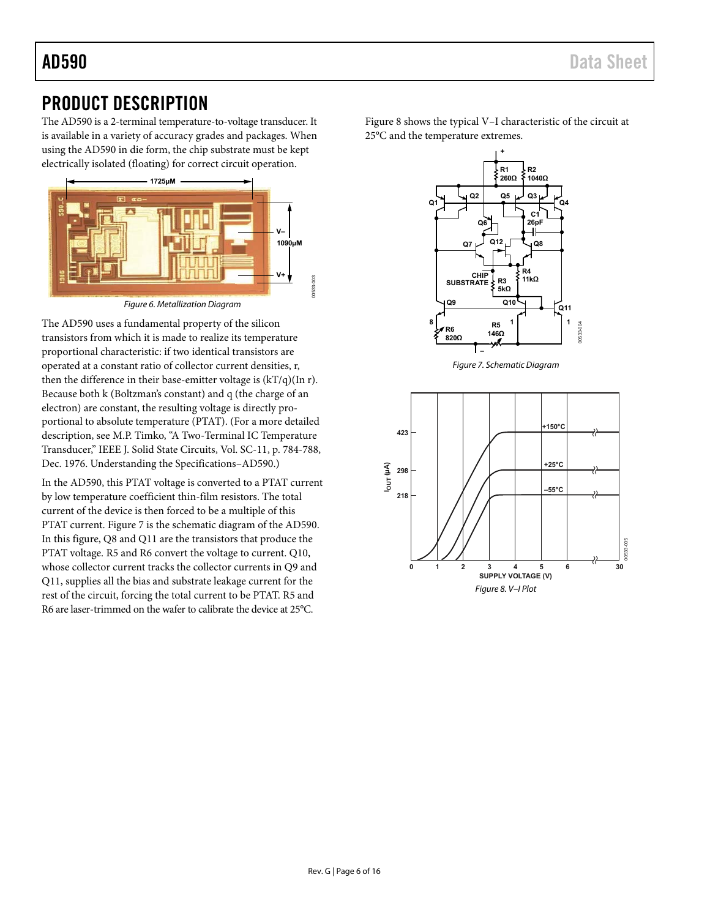# PRODUCT DESCRIPTION

The AD590 is a 2-terminal temperature-to-voltage transducer. It is available in a variety of accuracy grades and packages. When using the AD590 in die form, the chip substrate must be kept electrically isolated (floating) for correct circuit operation.

*Figure 6. Metallization Diagram*

The AD590 uses a fundamental property of the silicon transistors from which it is made to realize its temperature proportional characteristic: if two identical transistors are operated at a constant ratio of collector current densities, r, then the difference in their base-emitter voltage is (kT/q)(In r). Because both k (Boltzman's constant) and q (the charge of an electron) are constant, the resulting voltage is directly proportional to absolute temperature (PTAT). (For a more detailed description, see M.P. Timko, "A Two-Terminal IC Temperature Transducer," IEEE J. Solid State Circuits, Vol. SC-11, p. 784-788, Dec. 1976. Understanding the Specifications–AD590.)

In the AD590, this PTAT voltage is converted to a PTAT current by low temperature coefficient thin-film resistors. The total current of the device is then forced to be a multiple of this PTAT current. Figure 7 is the schematic diagram of the AD590. In this figure, Q8 and Q11 are the transistors that produce the PTAT voltage. R5 and R6 convert the voltage to current. Q10, whose collector current tracks the collector currents in Q9 and Q11, supplies all the bias and substrate leakage current for the rest of the circuit, forcing the total current to be PTAT. R5 and R6 are laser-trimmed on the wafer to calibrate the device at 25°C.

Figure 8 shows the typical V–I characteristic of the circuit at 25°C and the temperature extremes.

*Figure 7. Schematic Diagram*

*Figure 8. V–I Plot*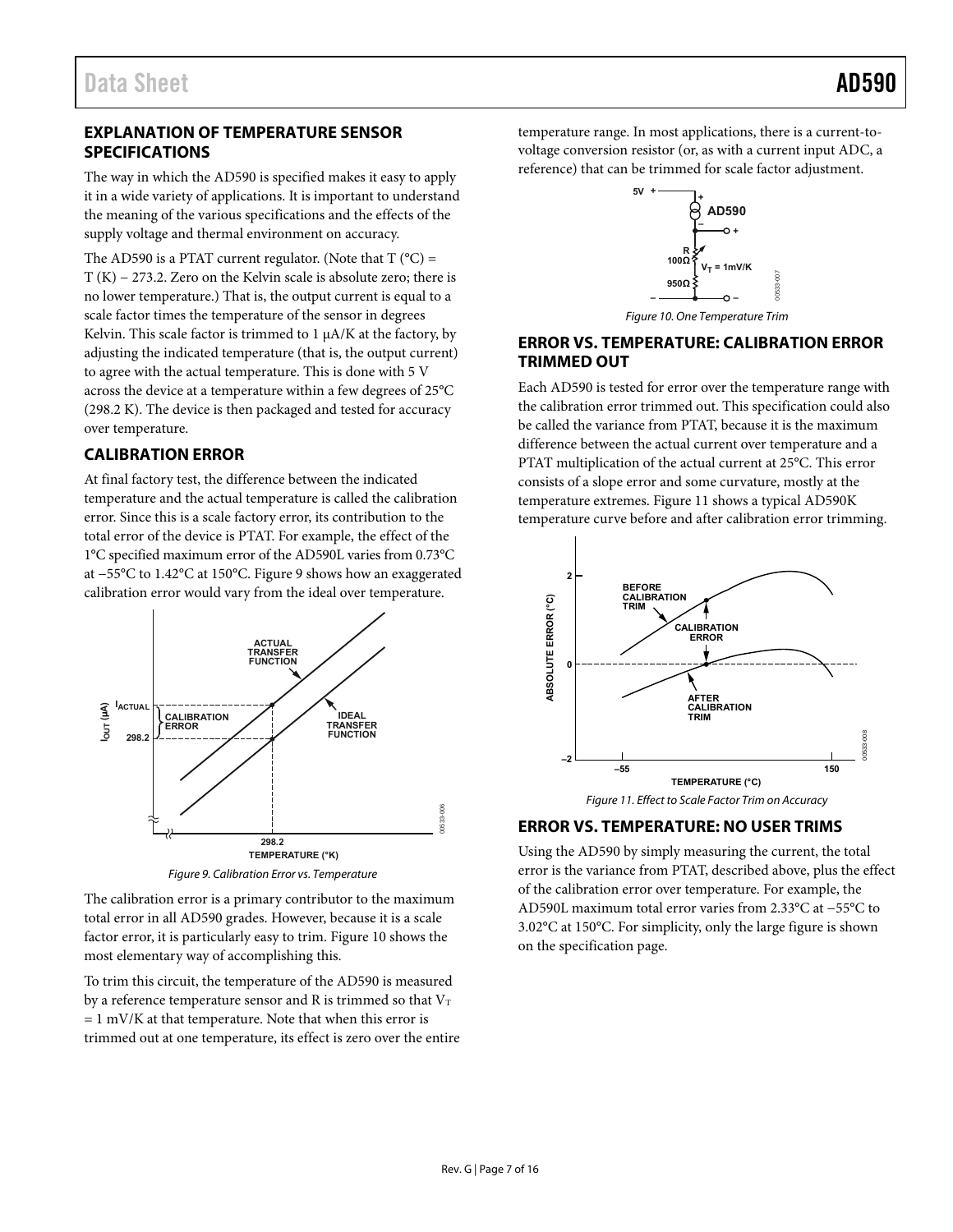## EXPLANATION OF TEMPERATURE SENSOR SPECIFICATIONS

The way in which the AD590 is specified makes it easy to apply it in a wide variety of applications. It is important to understand the meaning of the various specifications and the effects of the supply voltage and thermal environment on accuracy.

The AD590 is a PTAT current regulator. (Note that T (°C) = T (K) − 273.2. Zero on the Kelvin scale is absolute zero; there is no lower temperature.) That is, the output current is equal to a scale factor times the temperature of the sensor in degrees Kelvin. This scale factor is trimmed to 1 μA/K at the factory, by adjusting the indicated temperature (that is, the output current) to agree with the actual temperature. This is done with 5 V across the device at a temperature within a few degrees of 25°C (298.2 K). The device is then packaged and tested for accuracy over temperature.

## CALIBRATION ERROR

At final factory test, the difference between the indicated temperature and the actual temperature is called the calibration error. Since this is a scale factory error, its contribution to the total error of the device is PTAT. For example, the effect of the 1°C specified maximum error of the AD590L varies from 0.73°C at −55°C to 1.42°C at 150°C. Figure 9 shows how an exaggerated calibration error would vary from the ideal over temperature.

Figure 9. Calibration Error vs. Temperature

The calibration error is a primary contributor to the maximum total error in all AD590 grades. However, because it is a scale factor error, it is particularly easy to trim. Figure 10 shows the most elementary way of accomplishing this.

To trim this circuit, the temperature of the AD590 is measured by a reference temperature sensor and R is trimmed so that $V_T$ = 1 mV/K at that temperature. Note that when this error is trimmed out at one temperature, its effect is zero over the entire temperature range. In most applications, there is a current-to-voltage conversion resistor (or, as with a current input ADC, a reference) that can be trimmed for scale factor adjustment.

Figure 10. One Temperature Trim

## ERROR VS. TEMPERATURE: CALIBRATION ERROR TRIMMED OUT

Each AD590 is tested for error over the temperature range with the calibration error trimmed out. This specification could also be called the variance from PTAT, because it is the maximum difference between the actual current over temperature and a PTAT multiplication of the actual current at 25°C. This error consists of a slope error and some curvature, mostly at the temperature extremes. Figure 11 shows a typical AD590K temperature curve before and after calibration error trimming.

Figure 11. Effect to Scale Factor Trim on Accuracy

## ERROR VS. TEMPERATURE: NO USER TRIMS

Using the AD590 by simply measuring the current, the total error is the variance from PTAT, described above, plus the effect of the calibration error over temperature. For example, the AD590L maximum total error varies from 2.33°C at −55°C to 3.02°C at 150°C. For simplicity, only the large figure is shown on the specification page.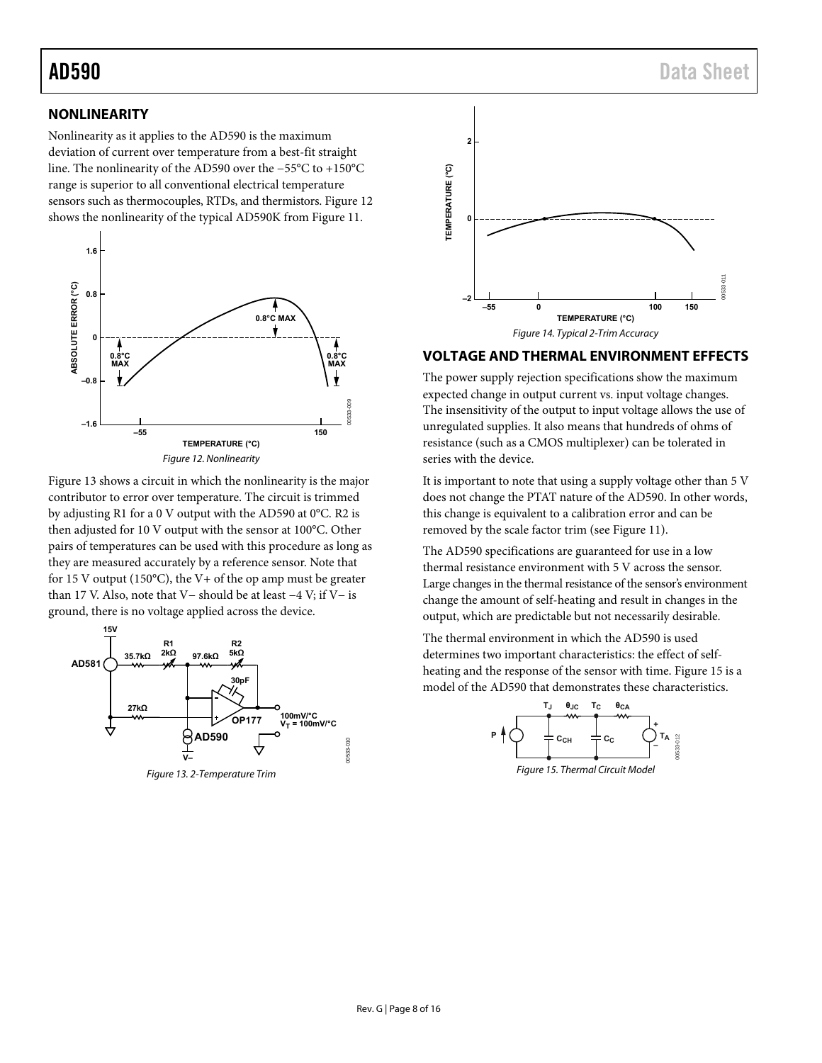## NONLINEARITY

Nonlinearity as it applies to the AD590 is the maximum deviation of current over temperature from a best-fit straight line. The nonlinearity of the AD590 over the −55°C to +150°C range is superior to all conventional electrical temperature sensors such as thermocouples, RTDs, and thermistors. Figure 12 shows the nonlinearity of the typical AD590K from Figure 11.

*Figure 12. Nonlinearity*

Figure 13 shows a circuit in which the nonlinearity is the major contributor to error over temperature. The circuit is trimmed by adjusting R1 for a 0 V output with the AD590 at 0°C. R2 is then adjusted for 10 V output with the sensor at 100°C. Other pairs of temperatures can be used with this procedure as long as they are measured accurately by a reference sensor. Note that for 15 V output (150°C), the V+ of the op amp must be greater than 17 V. Also, note that V− should be at least −4 V; if V− is ground, there is no voltage applied across the device.

*Figure 13. 2-Temperature Trim*

*Figure 14. Typical 2-Trim Accuracy*

## VOLTAGE AND THERMAL ENVIRONMENT EFFECTS

The power supply rejection specifications show the maximum expected change in output current vs. input voltage changes. The insensitivity of the output to input voltage allows the use of unregulated supplies. It also means that hundreds of ohms of resistance (such as a CMOS multiplexer) can be tolerated in series with the device.

It is important to note that using a supply voltage other than 5 V does not change the PTAT nature of the AD590. In other words, this change is equivalent to a calibration error and can be removed by the scale factor trim (see Figure 11).

The AD590 specifications are guaranteed for use in a low thermal resistance environment with 5 V across the sensor. Large changes in the thermal resistance of the sensor's environment change the amount of self-heating and result in changes in the output, which are predictable but not necessarily desirable.

The thermal environment in which the AD590 is used determines two important characteristics: the effect of self-heating and the response of the sensor with time. Figure 15 is a model of the AD590 that demonstrates these characteristics.

*Figure 15. Thermal Circuit Model*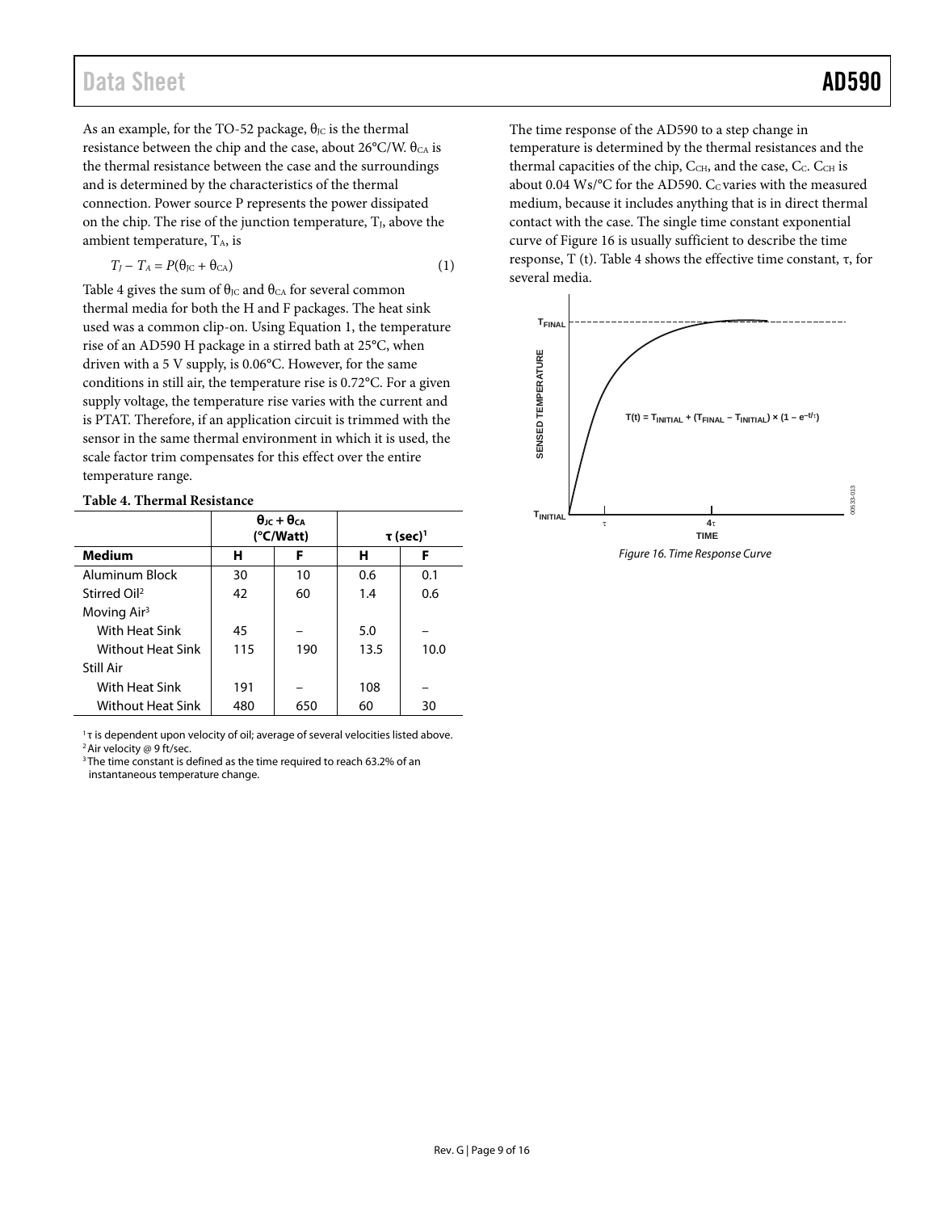As an example, for the TO-52 package, $\theta_{JC}$ is the thermal resistance between the chip and the case, about 26°C/W. $\theta_{CA}$ is the thermal resistance between the case and the surroundings and is determined by the characteristics of the thermal connection. Power source P represents the power dissipated on the chip. The rise of the junction temperature, $T_J$, above the ambient temperature, $T_A$, is

$$T_J - T_A = P(\theta_{JC} + \theta_{CA}) \quad (1)$$

Table 4 gives the sum of $\theta_{JC}$ and $\theta_{CA}$ for several common thermal media for both the H and F packages. The heat sink used was a common clip-on. Using Equation 1, the temperature rise of an AD590 H package in a stirred bath at 25°C, when driven with a 5 V supply, is 0.06°C. However, for the same conditions in still air, the temperature rise is 0.72°C. For a given supply voltage, the temperature rise varies with the current and is PTAT. Therefore, if an application circuit is trimmed with the sensor in the same thermal environment in which it is used, the scale factor trim compensates for this effect over the entire temperature range.

**Table 4. Thermal Resistance**

| | $\theta_{JC} + \theta_{CA}$ (°C/Watt) | | τ (sec)[1] | |
|---|---|---|---|---|
| **Medium** | **H** | **F** | **H** | **F** |
| Aluminum Block | 30 | 10 | 0.6 | 0.1 |
| Stirred Oil[2] | 42 | 60 | 1.4 | 0.6 |
| Moving Air[3] | | | | |
| With Heat Sink | 45 | – | 5.0 | – |
| Without Heat Sink | 115 | 190 | 13.5 | 10.0 |
| Still Air | | | | |
| With Heat Sink | 191 | – | 108 | – |
| Without Heat Sink | 480 | 650 | 60 | 30 |

[1] τ is dependent upon velocity of oil; average of several velocities listed above.
[2] Air velocity @ 9 ft/sec.
[3] The time constant is defined as the time required to reach 63.2% of an instantaneous temperature change.

The time response of the AD590 to a step change in temperature is determined by the thermal resistances and the thermal capacities of the chip, $C_{CH}$, and the case, $C_C$. $C_{CH}$ is about 0.04 Ws/°C for the AD590. $C_C$ varies with the measured medium, because it includes anything that is in direct thermal contact with the case. The single time constant exponential curve of Figure 16 is usually sufficient to describe the time response, T (t). Table 4 shows the effective time constant, τ, for several media.

$$T(t) = T_{INITIAL} + (T_{FINAL} - T_{INITIAL}) \times (1 - e^{-t/\tau})$$

*Figure 16. Time Response Curve*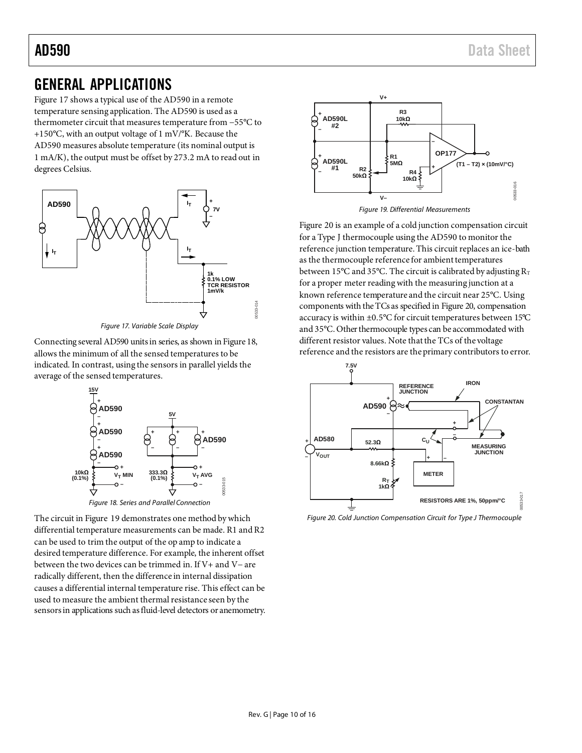# GENERAL APPLICATIONS

Figure 17 shows a typical use of the AD590 in a remote temperature sensing application. The AD590 is used as a thermometer circuit that measures temperature from −55°C to +150°C, with an output voltage of 1 mV/°K. Because the AD590 measures absolute temperature (its nominal output is 1 mA/K), the output must be offset by 273.2 mA to read out in degrees Celsius.

Figure 17. Variable Scale Display

Connecting several AD590 units in series, as shown in Figure 18, allows the minimum of all the sensed temperatures to be indicated. In contrast, using the sensors in parallel yields the average of the sensed temperatures.

Figure 18. Series and Parallel Connection

The circuit in Figure 19 demonstrates one method by which differential temperature measurements can be made. R1 and R2 can be used to trim the output of the op amp to indicate a desired temperature difference. For example, the inherent offset between the two devices can be trimmed in. If V+ and V− are radically different, then the difference in internal dissipation causes a differential internal temperature rise. This effect can be used to measure the ambient thermal resistance seen by the sensors in applications such as fluid-level detectors or anemometry.

Figure 19. Differential Measurements

Figure 20 is an example of a cold junction compensation circuit for a Type J thermocouple using the AD590 to monitor the reference junction temperature. This circuit replaces an ice-bath as the thermocouple reference for ambient temperatures between 15°C and 35°C. The circuit is calibrated by adjusting $R_T$ for a proper meter reading with the measuring junction at a known reference temperature and the circuit near 25°C. Using components with the TCs as specified in Figure 20, compensation accuracy is within ±0.5°C for circuit temperatures between 15°C and 35°C. Other thermocouple types can be accommodated with different resistor values. Note that the TCs of the voltage reference and the resistors are the primary contributors to error.

Figure 20. Cold Junction Compensation Circuit for Type J Thermocouple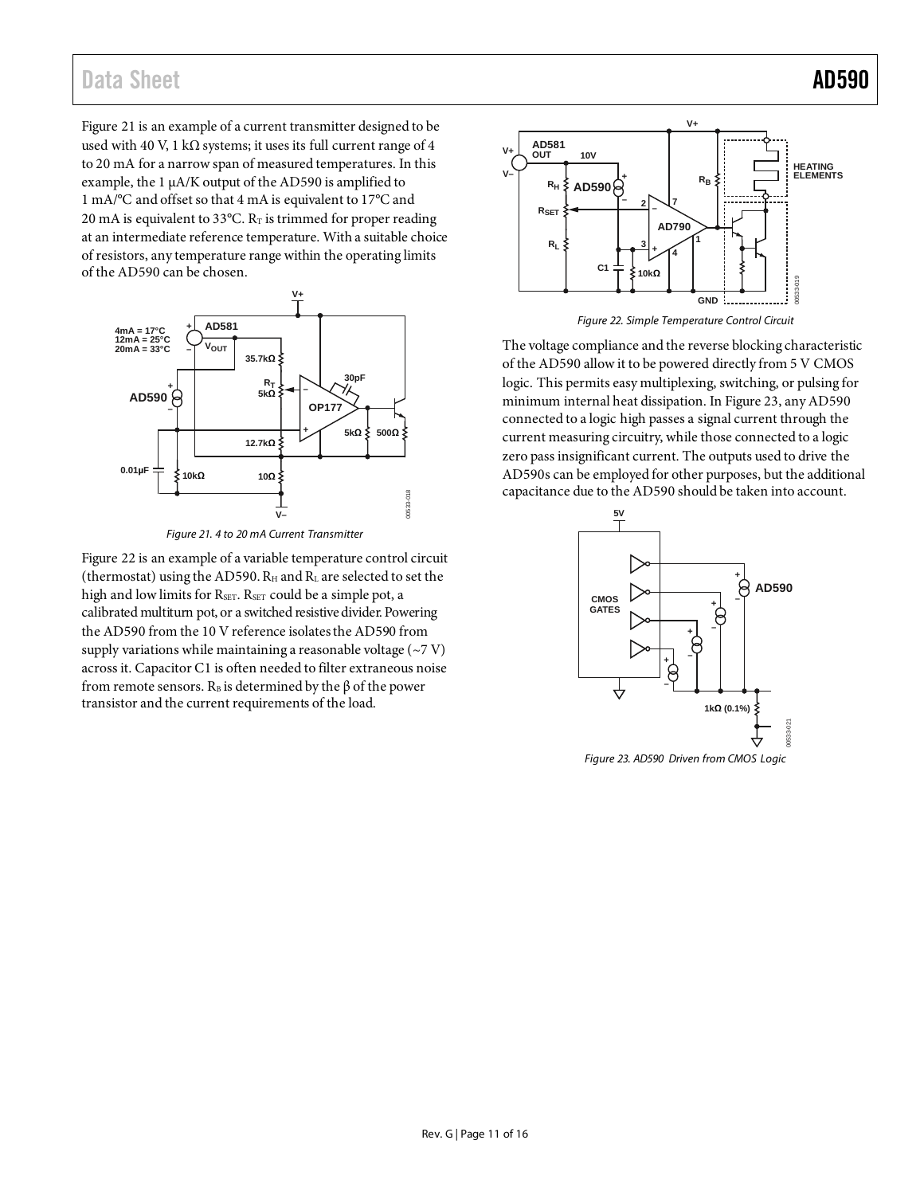Figure 21 is an example of a current transmitter designed to be used with 40 V, 1 kΩ systems; it uses its full current range of 4 to 20 mA for a narrow span of measured temperatures. In this example, the 1 μA/K output of the AD590 is amplified to 1 mA/°C and offset so that 4 mA is equivalent to 17°C and 20 mA is equivalent to 33°C. $R_T$ is trimmed for proper reading at an intermediate reference temperature. With a suitable choice of resistors, any temperature range within the operating limits of the AD590 can be chosen.

*Figure 21. 4 to 20 mA Current Transmitter*

Figure 22 is an example of a variable temperature control circuit (thermostat) using the AD590. $R_H$ and $R_L$ are selected to set the high and low limits for $R_{SET}$. $R_{SET}$ could be a simple pot, a calibrated multiturn pot, or a switched resistive divider. Powering the AD590 from the 10 V reference isolates the AD590 from supply variations while maintaining a reasonable voltage (~7 V) across it. Capacitor C1 is often needed to filter extraneous noise from remote sensors. $R_B$ is determined by the β of the power transistor and the current requirements of the load.

*Figure 22. Simple Temperature Control Circuit*

The voltage compliance and the reverse blocking characteristic of the AD590 allow it to be powered directly from 5 V CMOS logic. This permits easy multiplexing, switching, or pulsing for minimum internal heat dissipation. In Figure 23, any AD590 connected to a logic high passes a signal current through the current measuring circuitry, while those connected to a logic zero pass insignificant current. The outputs used to drive the AD590s can be employed for other purposes, but the additional capacitance due to the AD590 should be taken into account.

*Figure 23. AD590 Driven from CMOS Logic*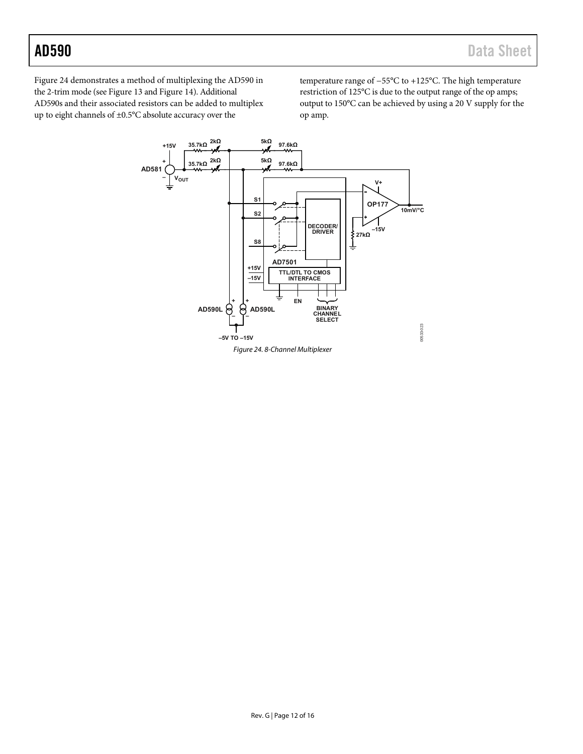Figure 24 demonstrates a method of multiplexing the AD590 in the 2-trim mode (see Figure 13 and Figure 14). Additional AD590s and their associated resistors can be added to multiplex up to eight channels of ±0.5°C absolute accuracy over the temperature range of −55°C to +125°C. The high temperature restriction of 125°C is due to the output range of the op amps; output to 150°C can be achieved by using a 20 V supply for the op amp.

*Figure 24. 8-Channel Multiplexer*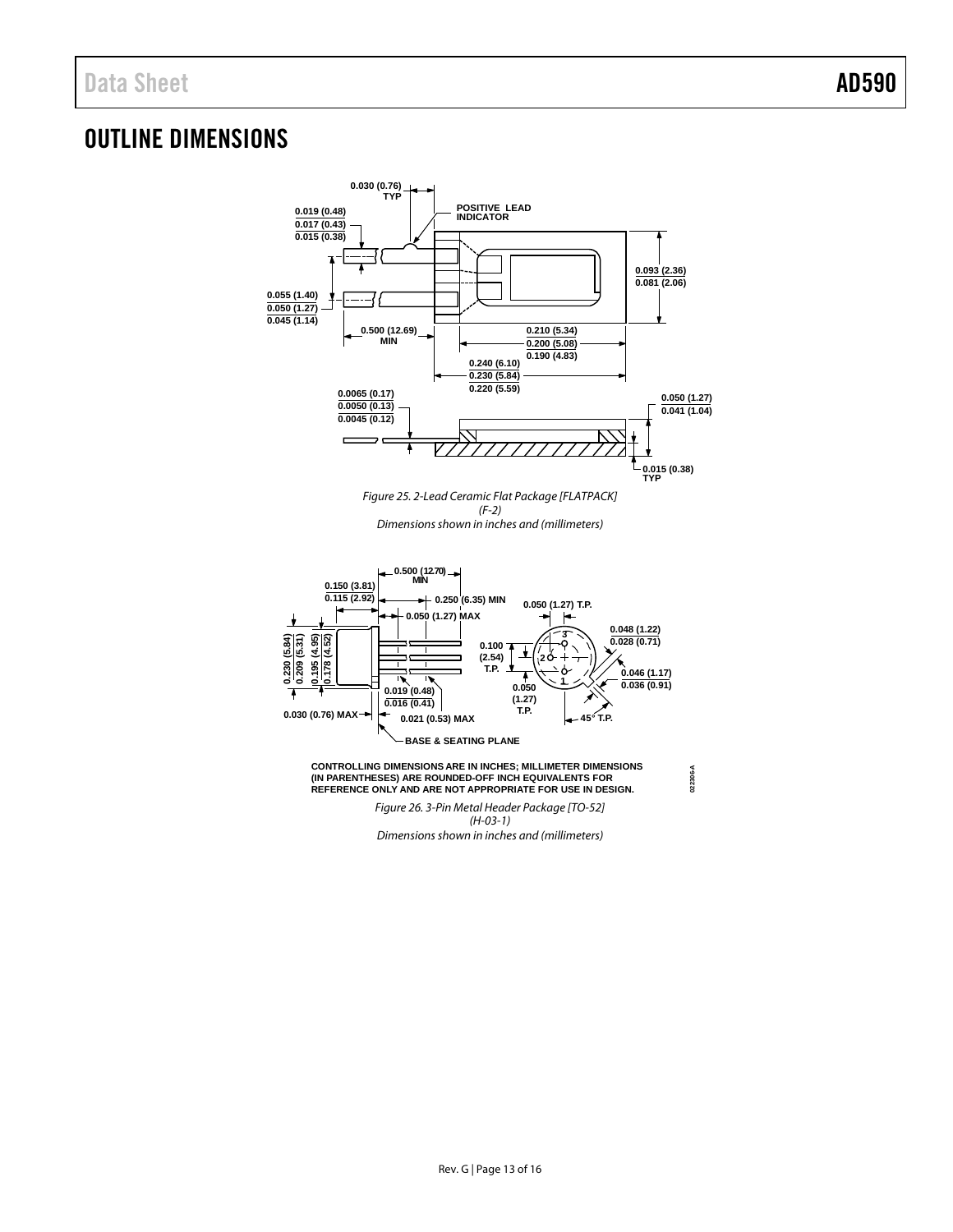# OUTLINE DIMENSIONS

Figure 25. 2-Lead Ceramic Flat Package [FLATPACK]
(F-2)
Dimensions shown in inches and (millimeters)

CONTROLLING DIMENSIONS ARE IN INCHES; MILLIMETER DIMENSIONS (IN PARENTHESES) ARE ROUNDED-OFF INCH EQUIVALENTS FOR REFERENCE ONLY AND ARE NOT APPROPRIATE FOR USE IN DESIGN.

Figure 26. 3-Pin Metal Header Package [TO-52]
(H-03-1)
Dimensions shown in inches and (millimeters)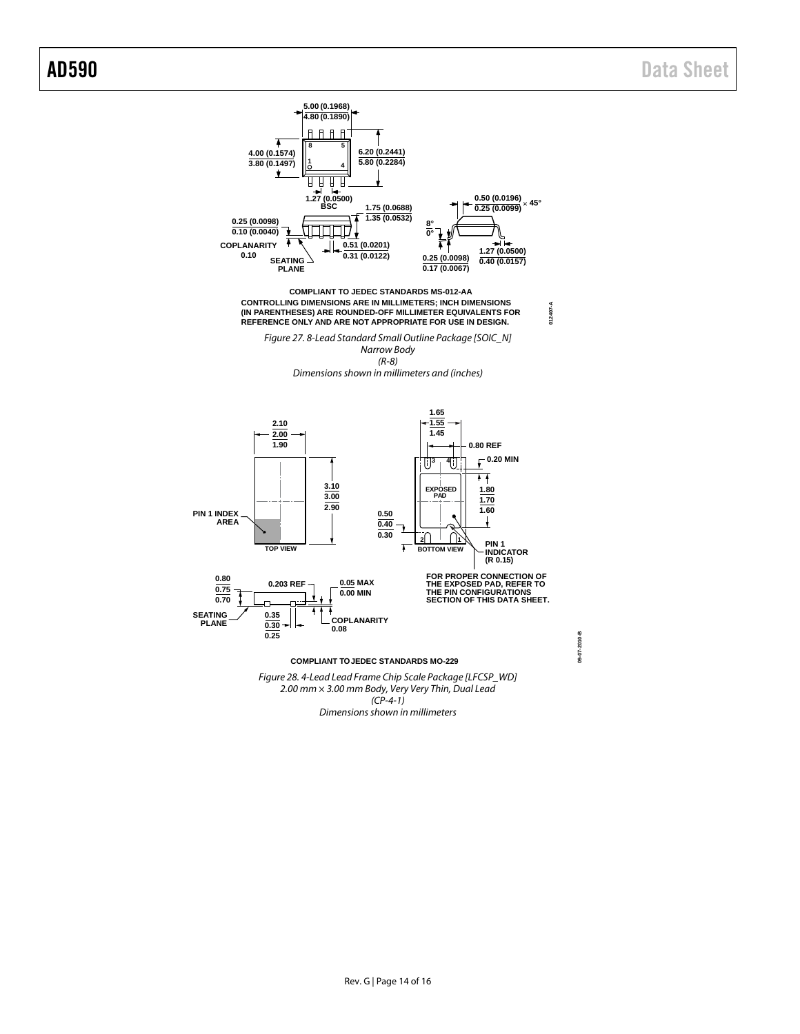COMPLIANT TO JEDEC STANDARDS MS-012-AA

CONTROLLING DIMENSIONS ARE IN MILLIMETERS; INCH DIMENSIONS (IN PARENTHESES) ARE ROUNDED-OFF MILLIMETER EQUIVALENTS FOR REFERENCE ONLY AND ARE NOT APPROPRIATE FOR USE IN DESIGN.

*Figure 27. 8-Lead Standard Small Outline Package [SOIC_N] Narrow Body (R-8) Dimensions shown in millimeters and (inches)*

FOR PROPER CONNECTION OF THE EXPOSED PAD, REFER TO THE PIN CONFIGURATIONS SECTION OF THIS DATA SHEET.

COMPLIANT TO JEDEC STANDARDS MO-229

*Figure 28. 4-Lead Lead Frame Chip Scale Package [LFCSP_WD] 2.00 mm × 3.00 mm Body, Very Very Thin, Dual Lead (CP-4-1) Dimensions shown in millimeters*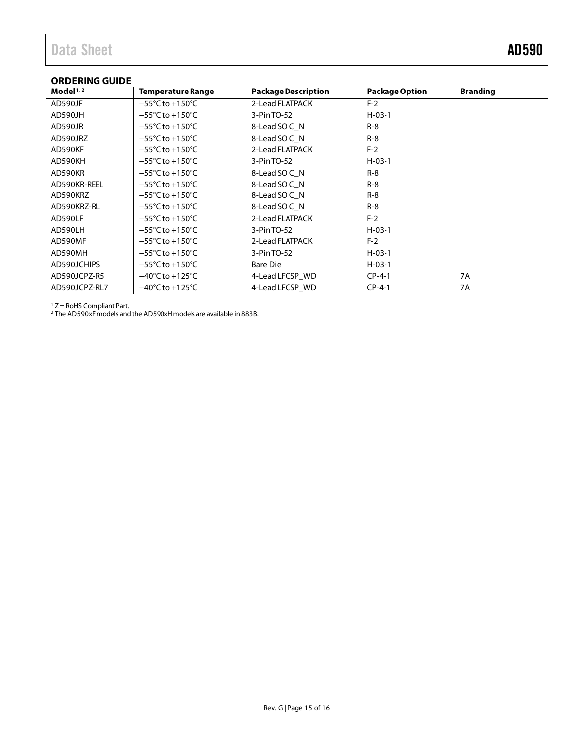## ORDERING GUIDE

| Model[1, 2] | Temperature Range | Package Description | Package Option | Branding |
|---|---|---|---|---|
| AD590JF | −55°C to +150°C | 2-Lead FLATPACK | F-2 | |
| AD590JH | −55°C to +150°C | 3-Pin TO-52 | H-03-1 | |
| AD590JR | −55°C to +150°C | 8-Lead SOIC_N | R-8 | |
| AD590JRZ | −55°C to +150°C | 8-Lead SOIC_N | R-8 | |
| AD590KF | −55°C to +150°C | 2-Lead FLATPACK | F-2 | |
| AD590KH | −55°C to +150°C | 3-Pin TO-52 | H-03-1 | |
| AD590KR | −55°C to +150°C | 8-Lead SOIC_N | R-8 | |
| AD590KR-REEL | −55°C to +150°C | 8-Lead SOIC_N | R-8 | |
| AD590KRZ | −55°C to +150°C | 8-Lead SOIC_N | R-8 | |
| AD590KRZ-RL | −55°C to +150°C | 8-Lead SOIC_N | R-8 | |
| AD590LF | −55°C to +150°C | 2-Lead FLATPACK | F-2 | |
| AD590LH | −55°C to +150°C | 3-Pin TO-52 | H-03-1 | |
| AD590MF | −55°C to +150°C | 2-Lead FLATPACK | F-2 | |
| AD590MH | −55°C to +150°C | 3-Pin TO-52 | H-03-1 | |
| AD590JCHIPS | −55°C to +150°C | Bare Die | H-03-1 | |
| AD590JCPZ-R5 | −40°C to +125°C | 4-Lead LFCSP_WD | CP-4-1 | 7A |
| AD590JCPZ-RL7 | −40°C to +125°C | 4-Lead LFCSP_WD | CP-4-1 | 7A |

[1] Z = RoHS Compliant Part.
[2] The AD590xF models and the AD590xH models are available in 883B.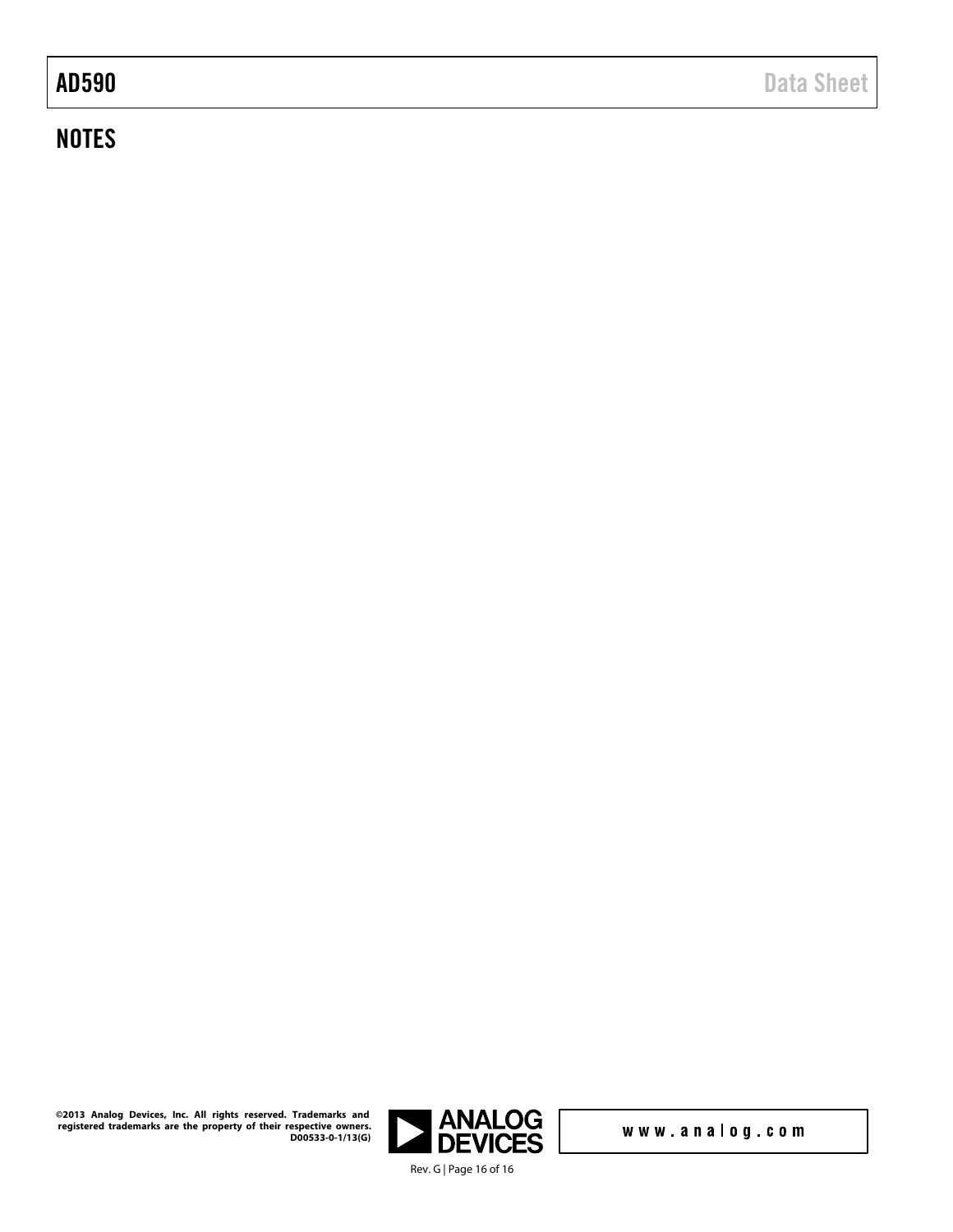## NOTES

©2013 Analog Devices, Inc. All rights reserved. Trademarks and registered trademarks are the property of their respective owners.
D00533-0-1/13(G)

www.analog.com